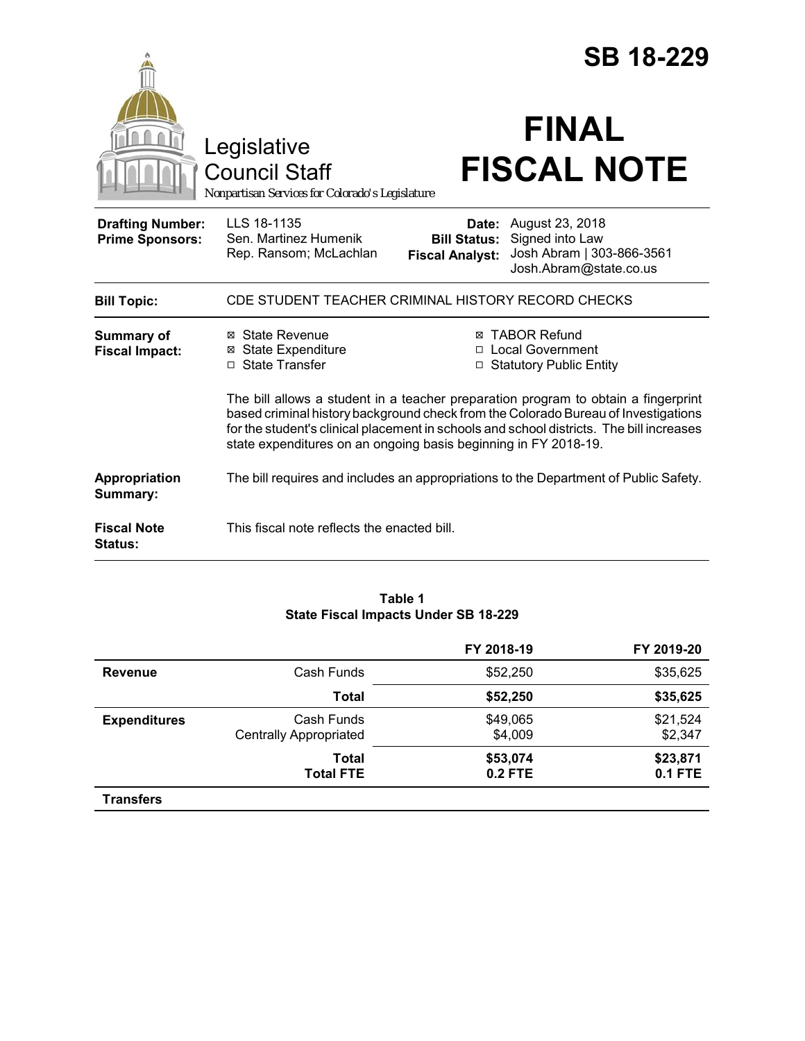# SB 18-229

Legislative Council Staff

*Nonpartisan Services for Colorado's Legislature*

# FINAL FISCAL NOTE

| | | | |
|---|---|---|---|
| **Drafting Number:** | LLS 18-1135 | **Date:** | August 23, 2018 |
| **Prime Sponsors:** | Sen. Martinez Humenik<br>Rep. Ransom; McLachlan | **Bill Status:** | Signed into Law |
| | | **Fiscal Analyst:** | Josh Abram \| 303-866-3561<br>Josh.Abram@state.co.us |

| | |
|---|---|
| **Bill Topic:** | CDE STUDENT TEACHER CRIMINAL HISTORY RECORD CHECKS |

**Summary of Fiscal Impact:**

- ☒ State Revenue
- ☒ State Expenditure
- ☐ State Transfer
- ☒ TABOR Refund
- ☐ Local Government
- ☐ Statutory Public Entity

The bill allows a student in a teacher preparation program to obtain a fingerprint based criminal history background check from the Colorado Bureau of Investigations for the student's clinical placement in schools and school districts. The bill increases state expenditures on an ongoing basis beginning in FY 2018-19.

**Appropriation Summary:** The bill requires and includes an appropriations to the Department of Public Safety.

**Fiscal Note Status:** This fiscal note reflects the enacted bill.

**Table 1**
**State Fiscal Impacts Under SB 18-229**

| | | FY 2018-19 | FY 2019-20 |
|---|---|---|---|
| **Revenue** | Cash Funds | $52,250 | $35,625 |
| | **Total** | **$52,250** | **$35,625** |
| **Expenditures** | Cash Funds | $49,065 | $21,524 |
| | Centrally Appropriated | $4,009 | $2,347 |
| | **Total** | **$53,074** | **$23,871** |
| | **Total FTE** | **0.2 FTE** | **0.1 FTE** |
| **Transfers** | | | |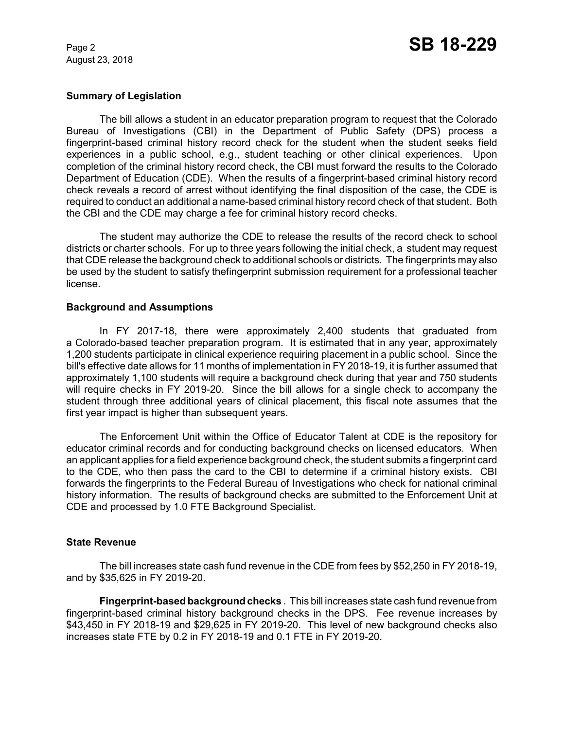## Summary of Legislation

The bill allows a student in an educator preparation program to request that the Colorado Bureau of Investigations (CBI) in the Department of Public Safety (DPS) process a fingerprint-based criminal history record check for the student when the student seeks field experiences in a public school, e.g., student teaching or other clinical experiences. Upon completion of the criminal history record check, the CBI must forward the results to the Colorado Department of Education (CDE). When the results of a fingerprint-based criminal history record check reveals a record of arrest without identifying the final disposition of the case, the CDE is required to conduct an additional a name-based criminal history record check of that student. Both the CBI and the CDE may charge a fee for criminal history record checks.

The student may authorize the CDE to release the results of the record check to school districts or charter schools. For up to three years following the initial check, a student may request that CDE release the background check to additional schools or districts. The fingerprints may also be used by the student to satisfy thefingerprint submission requirement for a professional teacher license.

## Background and Assumptions

In FY 2017-18, there were approximately 2,400 students that graduated from a Colorado-based teacher preparation program. It is estimated that in any year, approximately 1,200 students participate in clinical experience requiring placement in a public school. Since the bill's effective date allows for 11 months of implementation in FY 2018-19, it is further assumed that approximately 1,100 students will require a background check during that year and 750 students will require checks in FY 2019-20. Since the bill allows for a single check to accompany the student through three additional years of clinical placement, this fiscal note assumes that the first year impact is higher than subsequent years.

The Enforcement Unit within the Office of Educator Talent at CDE is the repository for educator criminal records and for conducting background checks on licensed educators. When an applicant applies for a field experience background check, the student submits a fingerprint card to the CDE, who then pass the card to the CBI to determine if a criminal history exists. CBI forwards the fingerprints to the Federal Bureau of Investigations who check for national criminal history information. The results of background checks are submitted to the Enforcement Unit at CDE and processed by 1.0 FTE Background Specialist.

## State Revenue

The bill increases state cash fund revenue in the CDE from fees by $52,250 in FY 2018-19, and by $35,625 in FY 2019-20.

**Fingerprint-based background checks** . This bill increases state cash fund revenue from fingerprint-based criminal history background checks in the DPS. Fee revenue increases by $43,450 in FY 2018-19 and $29,625 in FY 2019-20. This level of new background checks also increases state FTE by 0.2 in FY 2018-19 and 0.1 FTE in FY 2019-20.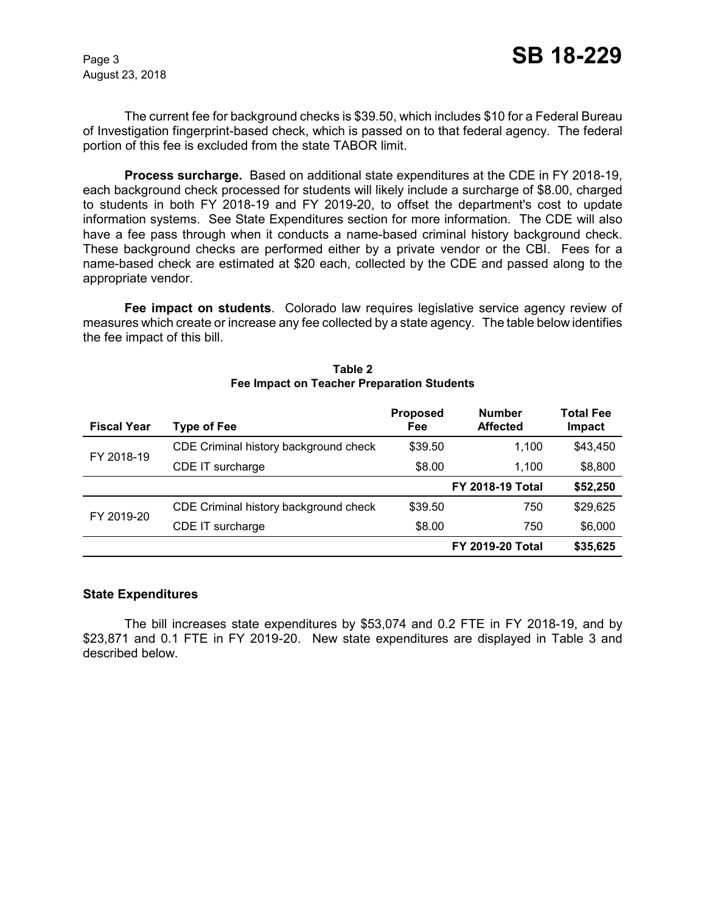The current fee for background checks is $39.50, which includes $10 for a Federal Bureau of Investigation fingerprint-based check, which is passed on to that federal agency. The federal portion of this fee is excluded from the state TABOR limit.

**Process surcharge.** Based on additional state expenditures at the CDE in FY 2018-19, each background check processed for students will likely include a surcharge of $8.00, charged to students in both FY 2018-19 and FY 2019-20, to offset the department's cost to update information systems. See State Expenditures section for more information. The CDE will also have a fee pass through when it conducts a name-based criminal history background check. These background checks are performed either by a private vendor or the CBI. Fees for a name-based check are estimated at $20 each, collected by the CDE and passed along to the appropriate vendor.

**Fee impact on students**. Colorado law requires legislative service agency review of measures which create or increase any fee collected by a state agency. The table below identifies the fee impact of this bill.

**Table 2**
**Fee Impact on Teacher Preparation Students**

| Fiscal Year | Type of Fee | Proposed Fee | Number Affected | Total Fee Impact |
|---|---|---|---|---|
| FY 2018-19 | CDE Criminal history background check | $39.50 | 1,100 | $43,450 |
| | CDE IT surcharge | $8.00 | 1,100 | $8,800 |
| | | | **FY 2018-19 Total** | **$52,250** |
| FY 2019-20 | CDE Criminal history background check | $39.50 | 750 | $29,625 |
| | CDE IT surcharge | $8.00 | 750 | $6,000 |
| | | | **FY 2019-20 Total** | **$35,625** |

### State Expenditures

The bill increases state expenditures by $53,074 and 0.2 FTE in FY 2018-19, and by $23,871 and 0.1 FTE in FY 2019-20. New state expenditures are displayed in Table 3 and described below.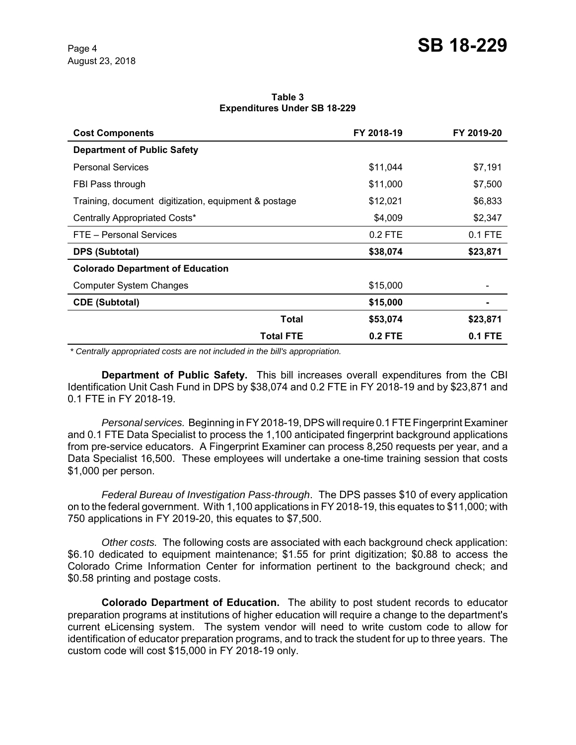**Table 3**
**Expenditures Under SB 18-229**

| Cost Components | FY 2018-19 | FY 2019-20 |
|---|---|---|
| **Department of Public Safety** | | |
| Personal Services | $11,044 | $7,191 |
| FBI Pass through | $11,000 | $7,500 |
| Training, document digitization, equipment & postage | $12,021 | $6,833 |
| Centrally Appropriated Costs* | $4,009 | $2,347 |
| FTE – Personal Services | 0.2 FTE | 0.1 FTE |
| **DPS (Subtotal)** | **$38,074** | **$23,871** |
| **Colorado Department of Education** | | |
| Computer System Changes | $15,000 | - |
| **CDE (Subtotal)** | **$15,000** | **-** |
| **Total** | **$53,074** | **$23,871** |
| **Total FTE** | **0.2 FTE** | **0.1 FTE** |

*\* Centrally appropriated costs are not included in the bill's appropriation.*

**Department of Public Safety.** This bill increases overall expenditures from the CBI Identification Unit Cash Fund in DPS by $38,074 and 0.2 FTE in FY 2018-19 and by $23,871 and 0.1 FTE in FY 2018-19.

*Personal services.* Beginning in FY 2018-19, DPS will require 0.1 FTE Fingerprint Examiner and 0.1 FTE Data Specialist to process the 1,100 anticipated fingerprint background applications from pre-service educators. A Fingerprint Examiner can process 8,250 requests per year, and a Data Specialist 16,500. These employees will undertake a one-time training session that costs $1,000 per person.

*Federal Bureau of Investigation Pass-through*. The DPS passes $10 of every application on to the federal government. With 1,100 applications in FY 2018-19, this equates to $11,000; with 750 applications in FY 2019-20, this equates to $7,500.

*Other costs.* The following costs are associated with each background check application: $6.10 dedicated to equipment maintenance; $1.55 for print digitization; $0.88 to access the Colorado Crime Information Center for information pertinent to the background check; and $0.58 printing and postage costs.

**Colorado Department of Education.** The ability to post student records to educator preparation programs at institutions of higher education will require a change to the department's current eLicensing system. The system vendor will need to write custom code to allow for identification of educator preparation programs, and to track the student for up to three years. The custom code will cost $15,000 in FY 2018-19 only.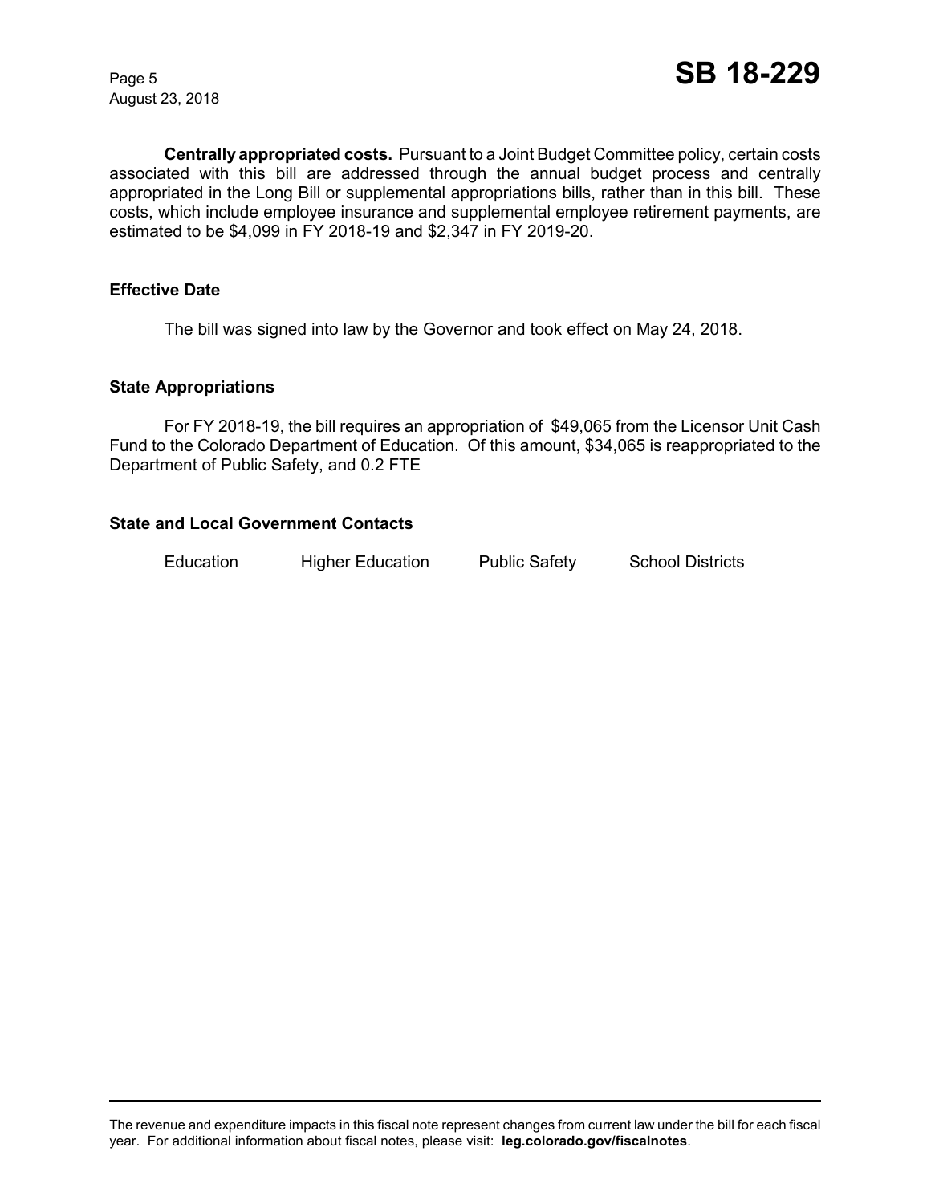**Centrally appropriated costs.** Pursuant to a Joint Budget Committee policy, certain costs associated with this bill are addressed through the annual budget process and centrally appropriated in the Long Bill or supplemental appropriations bills, rather than in this bill. These costs, which include employee insurance and supplemental employee retirement payments, are estimated to be $4,099 in FY 2018-19 and $2,347 in FY 2019-20.

### Effective Date

The bill was signed into law by the Governor and took effect on May 24, 2018.

### State Appropriations

For FY 2018-19, the bill requires an appropriation of $49,065 from the Licensor Unit Cash Fund to the Colorado Department of Education. Of this amount, $34,065 is reappropriated to the Department of Public Safety, and 0.2 FTE

### State and Local Government Contacts

Education    Higher Education    Public Safety    School Districts

The revenue and expenditure impacts in this fiscal note represent changes from current law under the bill for each fiscal year. For additional information about fiscal notes, please visit: **leg.colorado.gov/fiscalnotes**.